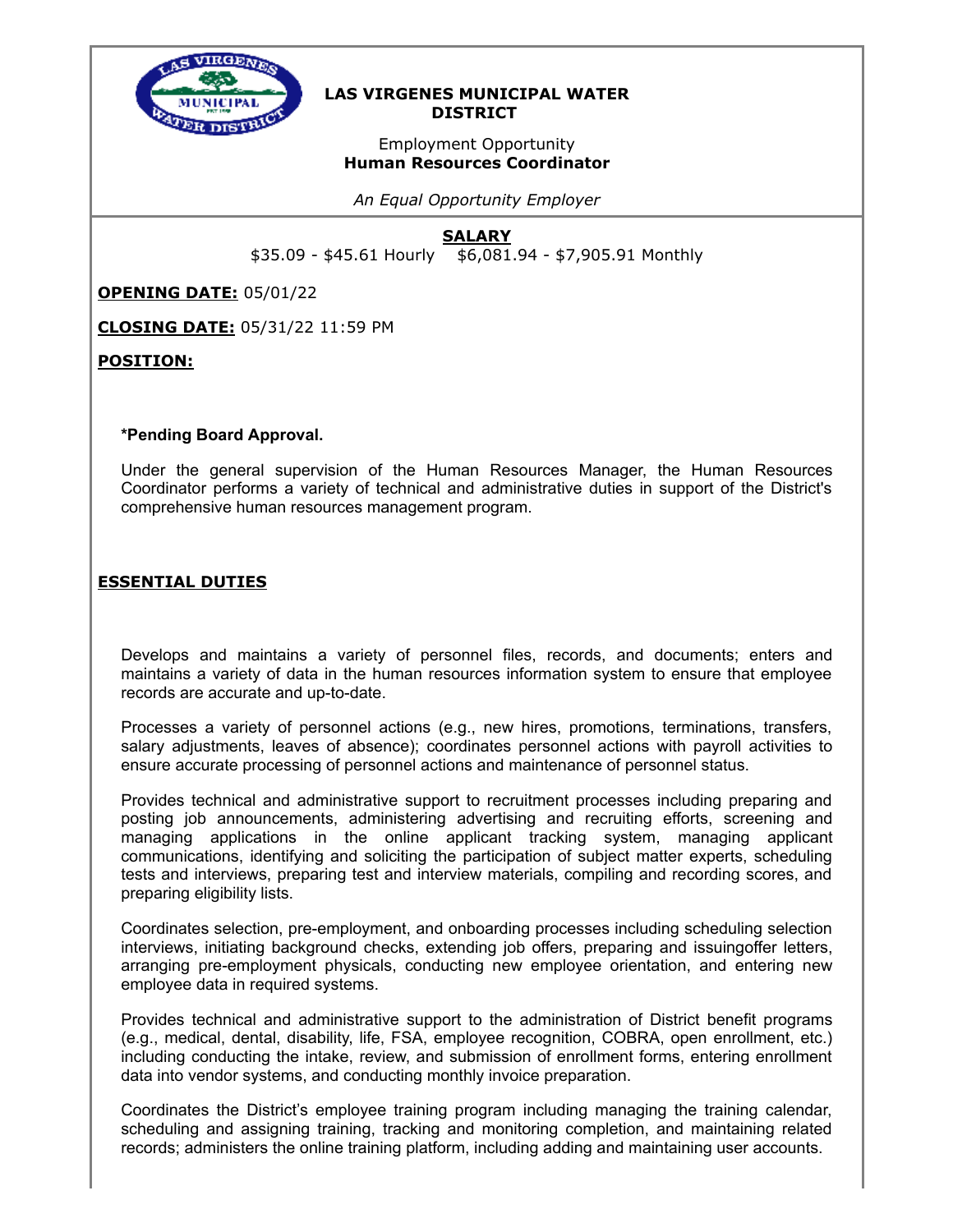# LAS VIRGENES MUNICIPAL WATER DISTRICT

Employment Opportunity

**Human Resources Coordinator**

*An Equal Opportunity Employer*

## SALARY

$35.09 - $45.61 Hourly    $6,081.94 - $7,905.91 Monthly

**OPENING DATE:** 05/01/22

**CLOSING DATE:** 05/31/22 11:59 PM

**POSITION:**

**\*Pending Board Approval.**

Under the general supervision of the Human Resources Manager, the Human Resources Coordinator performs a variety of technical and administrative duties in support of the District's comprehensive human resources management program.

## ESSENTIAL DUTIES

Develops and maintains a variety of personnel files, records, and documents; enters and maintains a variety of data in the human resources information system to ensure that employee records are accurate and up-to-date.

Processes a variety of personnel actions (e.g., new hires, promotions, terminations, transfers, salary adjustments, leaves of absence); coordinates personnel actions with payroll activities to ensure accurate processing of personnel actions and maintenance of personnel status.

Provides technical and administrative support to recruitment processes including preparing and posting job announcements, administering advertising and recruiting efforts, screening and managing applications in the online applicant tracking system, managing applicant communications, identifying and soliciting the participation of subject matter experts, scheduling tests and interviews, preparing test and interview materials, compiling and recording scores, and preparing eligibility lists.

Coordinates selection, pre-employment, and onboarding processes including scheduling selection interviews, initiating background checks, extending job offers, preparing and issuingoffer letters, arranging pre-employment physicals, conducting new employee orientation, and entering new employee data in required systems.

Provides technical and administrative support to the administration of District benefit programs (e.g., medical, dental, disability, life, FSA, employee recognition, COBRA, open enrollment, etc.) including conducting the intake, review, and submission of enrollment forms, entering enrollment data into vendor systems, and conducting monthly invoice preparation.

Coordinates the District's employee training program including managing the training calendar, scheduling and assigning training, tracking and monitoring completion, and maintaining related records; administers the online training platform, including adding and maintaining user accounts.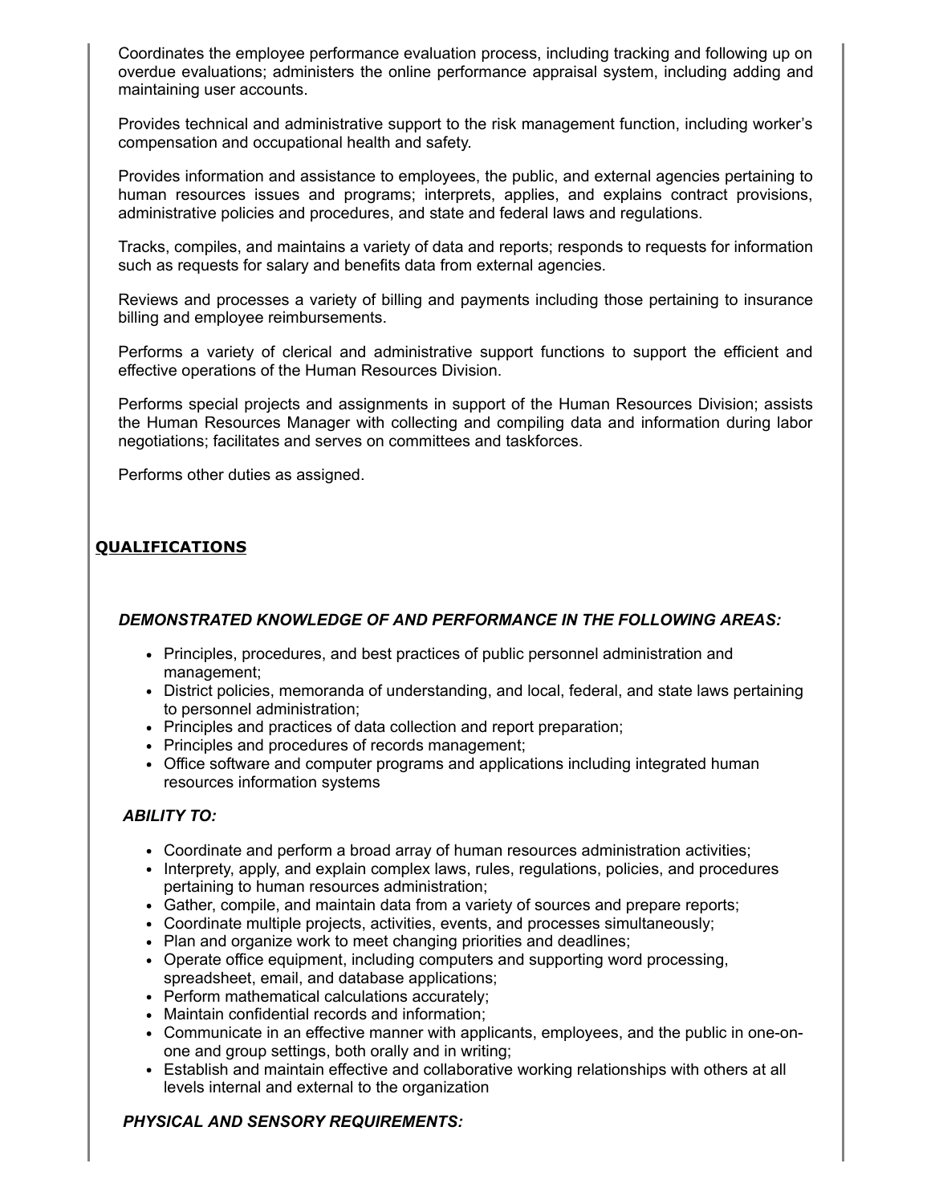Coordinates the employee performance evaluation process, including tracking and following up on overdue evaluations; administers the online performance appraisal system, including adding and maintaining user accounts.

Provides technical and administrative support to the risk management function, including worker's compensation and occupational health and safety.

Provides information and assistance to employees, the public, and external agencies pertaining to human resources issues and programs; interprets, applies, and explains contract provisions, administrative policies and procedures, and state and federal laws and regulations.

Tracks, compiles, and maintains a variety of data and reports; responds to requests for information such as requests for salary and benefits data from external agencies.

Reviews and processes a variety of billing and payments including those pertaining to insurance billing and employee reimbursements.

Performs a variety of clerical and administrative support functions to support the efficient and effective operations of the Human Resources Division.

Performs special projects and assignments in support of the Human Resources Division; assists the Human Resources Manager with collecting and compiling data and information during labor negotiations; facilitates and serves on committees and taskforces.

Performs other duties as assigned.

## QUALIFICATIONS

***DEMONSTRATED KNOWLEDGE OF AND PERFORMANCE IN THE FOLLOWING AREAS:***

- Principles, procedures, and best practices of public personnel administration and management;
- District policies, memoranda of understanding, and local, federal, and state laws pertaining to personnel administration;
- Principles and practices of data collection and report preparation;
- Principles and procedures of records management;
- Office software and computer programs and applications including integrated human resources information systems

***ABILITY TO:***

- Coordinate and perform a broad array of human resources administration activities;
- Interprety, apply, and explain complex laws, rules, regulations, policies, and procedures pertaining to human resources administration;
- Gather, compile, and maintain data from a variety of sources and prepare reports;
- Coordinate multiple projects, activities, events, and processes simultaneously;
- Plan and organize work to meet changing priorities and deadlines;
- Operate office equipment, including computers and supporting word processing, spreadsheet, email, and database applications;
- Perform mathematical calculations accurately;
- Maintain confidential records and information;
- Communicate in an effective manner with applicants, employees, and the public in one-on-one and group settings, both orally and in writing;
- Establish and maintain effective and collaborative working relationships with others at all levels internal and external to the organization

***PHYSICAL AND SENSORY REQUIREMENTS:***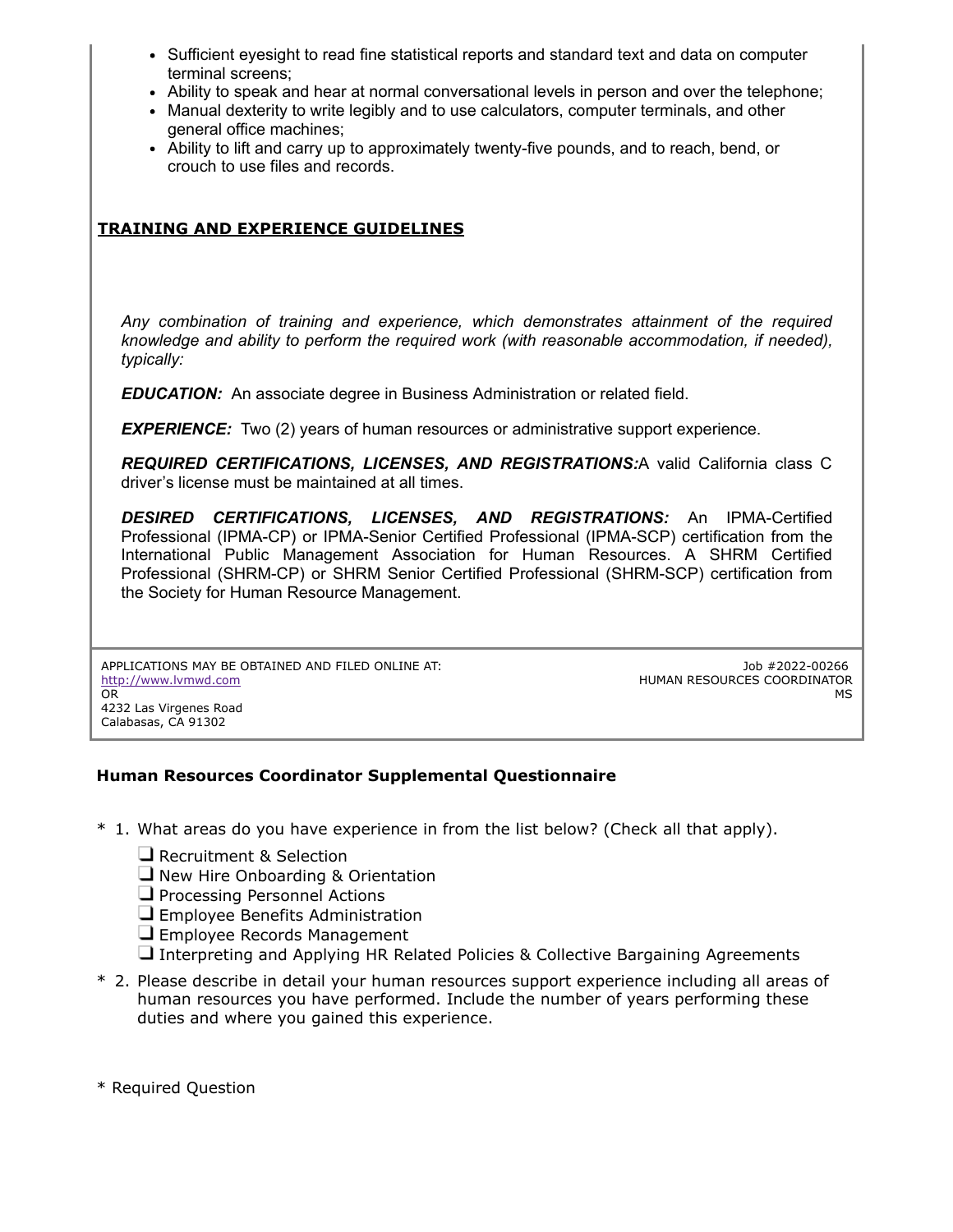- Sufficient eyesight to read fine statistical reports and standard text and data on computer terminal screens;
- Ability to speak and hear at normal conversational levels in person and over the telephone;
- Manual dexterity to write legibly and to use calculators, computer terminals, and other general office machines;
- Ability to lift and carry up to approximately twenty-five pounds, and to reach, bend, or crouch to use files and records.

## TRAINING AND EXPERIENCE GUIDELINES

*Any combination of training and experience, which demonstrates attainment of the required knowledge and ability to perform the required work (with reasonable accommodation, if needed), typically:*

***EDUCATION:*** An associate degree in Business Administration or related field.

***EXPERIENCE:*** Two (2) years of human resources or administrative support experience.

***REQUIRED CERTIFICATIONS, LICENSES, AND REGISTRATIONS:*** A valid California class C driver's license must be maintained at all times.

***DESIRED CERTIFICATIONS, LICENSES, AND REGISTRATIONS:*** An IPMA-Certified Professional (IPMA-CP) or IPMA-Senior Certified Professional (IPMA-SCP) certification from the International Public Management Association for Human Resources. A SHRM Certified Professional (SHRM-CP) or SHRM Senior Certified Professional (SHRM-SCP) certification from the Society for Human Resource Management.

APPLICATIONS MAY BE OBTAINED AND FILED ONLINE AT:
http://www.lvmwd.com
OR
4232 Las Virgenes Road
Calabasas, CA 91302

Job #2022-00266
HUMAN RESOURCES COORDINATOR
MS

### Human Resources Coordinator Supplemental Questionnaire

\* 1. What areas do you have experience in from the list below? (Check all that apply).

- ❑ Recruitment & Selection
- ❑ New Hire Onboarding & Orientation
- ❑ Processing Personnel Actions
- ❑ Employee Benefits Administration
- ❑ Employee Records Management
- ❑ Interpreting and Applying HR Related Policies & Collective Bargaining Agreements

\* 2. Please describe in detail your human resources support experience including all areas of human resources you have performed. Include the number of years performing these duties and where you gained this experience.

\* Required Question